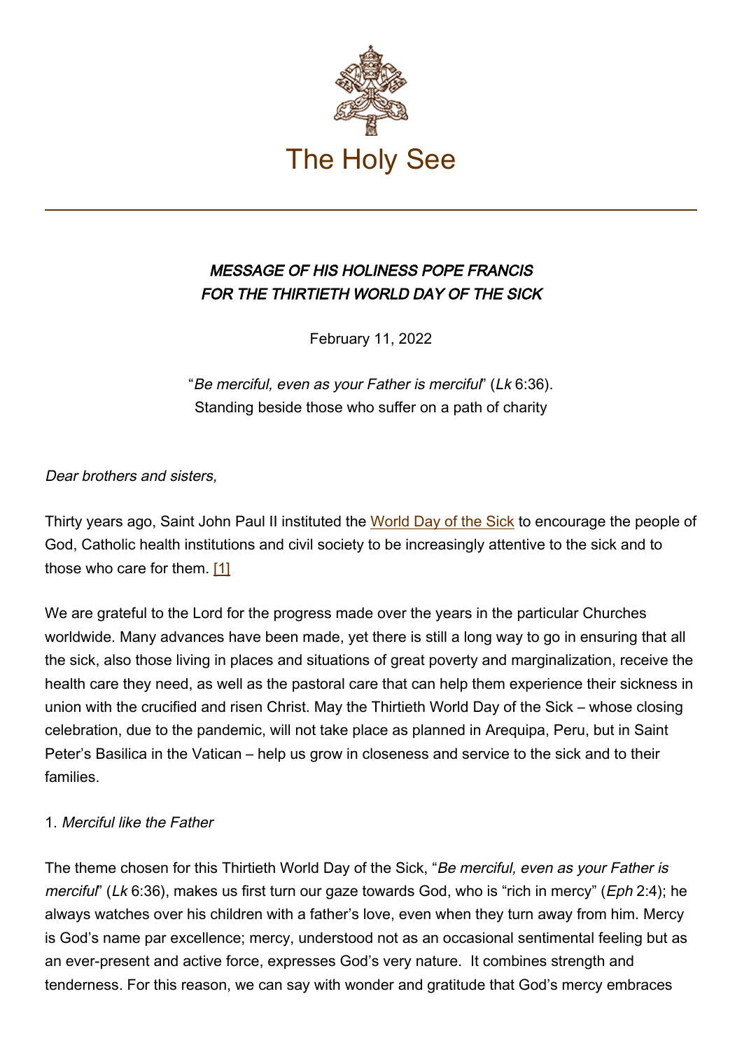# The Holy See

## *MESSAGE OF HIS HOLINESS POPE FRANCIS FOR THE THIRTIETH WORLD DAY OF THE SICK*

February 11, 2022

"*Be merciful, even as your Father is merciful*" (*Lk* 6:36).
Standing beside those who suffer on a path of charity

*Dear brothers and sisters,*

Thirty years ago, Saint John Paul II instituted the World Day of the Sick to encourage the people of God, Catholic health institutions and civil society to be increasingly attentive to the sick and to those who care for them. [1]

We are grateful to the Lord for the progress made over the years in the particular Churches worldwide. Many advances have been made, yet there is still a long way to go in ensuring that all the sick, also those living in places and situations of great poverty and marginalization, receive the health care they need, as well as the pastoral care that can help them experience their sickness in union with the crucified and risen Christ. May the Thirtieth World Day of the Sick – whose closing celebration, due to the pandemic, will not take place as planned in Arequipa, Peru, but in Saint Peter's Basilica in the Vatican – help us grow in closeness and service to the sick and to their families.

1. *Merciful like the Father*

The theme chosen for this Thirtieth World Day of the Sick, "*Be merciful, even as your Father is merciful*" (*Lk* 6:36), makes us first turn our gaze towards God, who is "rich in mercy" (*Eph* 2:4); he always watches over his children with a father's love, even when they turn away from him. Mercy is God's name par excellence; mercy, understood not as an occasional sentimental feeling but as an ever-present and active force, expresses God's very nature. It combines strength and tenderness. For this reason, we can say with wonder and gratitude that God's mercy embraces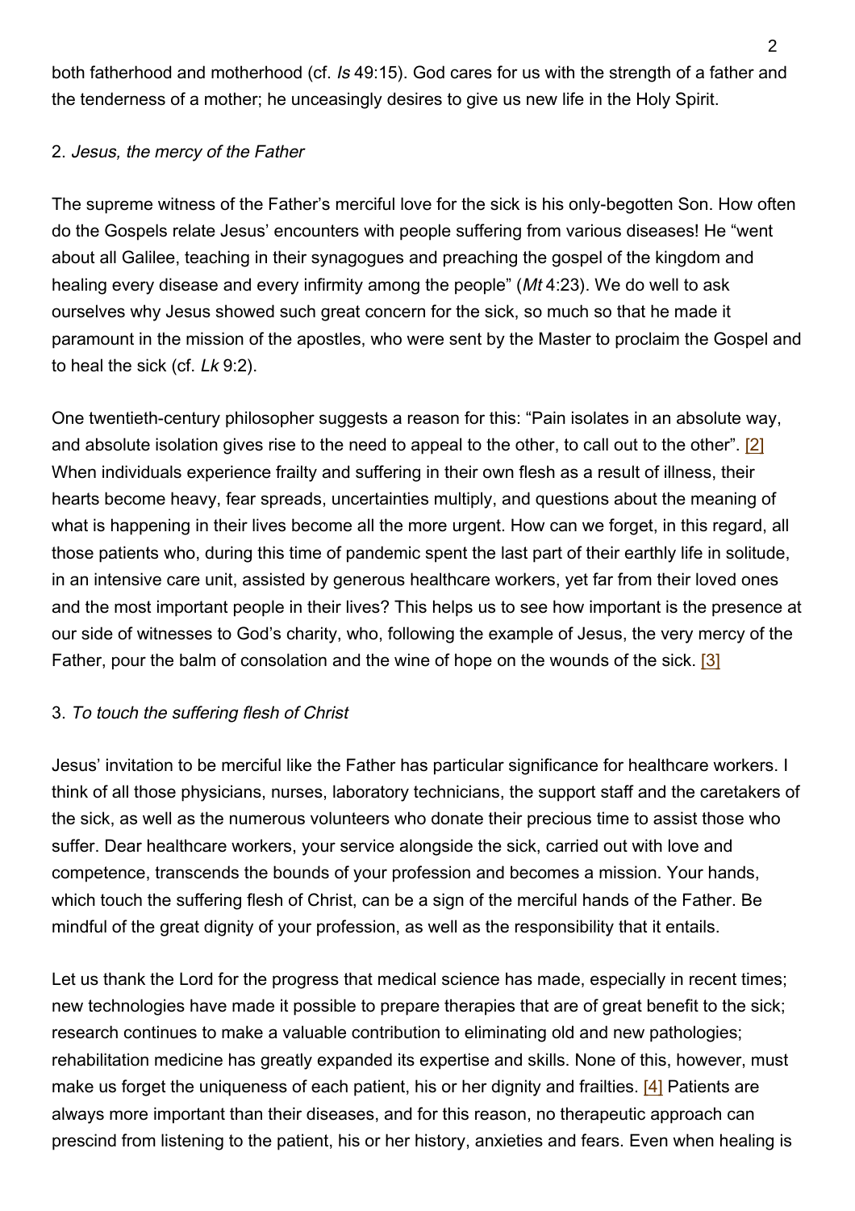both fatherhood and motherhood (cf. *Is* 49:15). God cares for us with the strength of a father and the tenderness of a mother; he unceasingly desires to give us new life in the Holy Spirit.

2. *Jesus, the mercy of the Father*

The supreme witness of the Father's merciful love for the sick is his only-begotten Son. How often do the Gospels relate Jesus' encounters with people suffering from various diseases! He "went about all Galilee, teaching in their synagogues and preaching the gospel of the kingdom and healing every disease and every infirmity among the people" (*Mt* 4:23). We do well to ask ourselves why Jesus showed such great concern for the sick, so much so that he made it paramount in the mission of the apostles, who were sent by the Master to proclaim the Gospel and to heal the sick (cf. *Lk* 9:2).

One twentieth-century philosopher suggests a reason for this: "Pain isolates in an absolute way, and absolute isolation gives rise to the need to appeal to the other, to call out to the other". [2] When individuals experience frailty and suffering in their own flesh as a result of illness, their hearts become heavy, fear spreads, uncertainties multiply, and questions about the meaning of what is happening in their lives become all the more urgent. How can we forget, in this regard, all those patients who, during this time of pandemic spent the last part of their earthly life in solitude, in an intensive care unit, assisted by generous healthcare workers, yet far from their loved ones and the most important people in their lives? This helps us to see how important is the presence at our side of witnesses to God's charity, who, following the example of Jesus, the very mercy of the Father, pour the balm of consolation and the wine of hope on the wounds of the sick. [3]

3. *To touch the suffering flesh of Christ*

Jesus' invitation to be merciful like the Father has particular significance for healthcare workers. I think of all those physicians, nurses, laboratory technicians, the support staff and the caretakers of the sick, as well as the numerous volunteers who donate their precious time to assist those who suffer. Dear healthcare workers, your service alongside the sick, carried out with love and competence, transcends the bounds of your profession and becomes a mission. Your hands, which touch the suffering flesh of Christ, can be a sign of the merciful hands of the Father. Be mindful of the great dignity of your profession, as well as the responsibility that it entails.

Let us thank the Lord for the progress that medical science has made, especially in recent times; new technologies have made it possible to prepare therapies that are of great benefit to the sick; research continues to make a valuable contribution to eliminating old and new pathologies; rehabilitation medicine has greatly expanded its expertise and skills. None of this, however, must make us forget the uniqueness of each patient, his or her dignity and frailties. [4] Patients are always more important than their diseases, and for this reason, no therapeutic approach can prescind from listening to the patient, his or her history, anxieties and fears. Even when healing is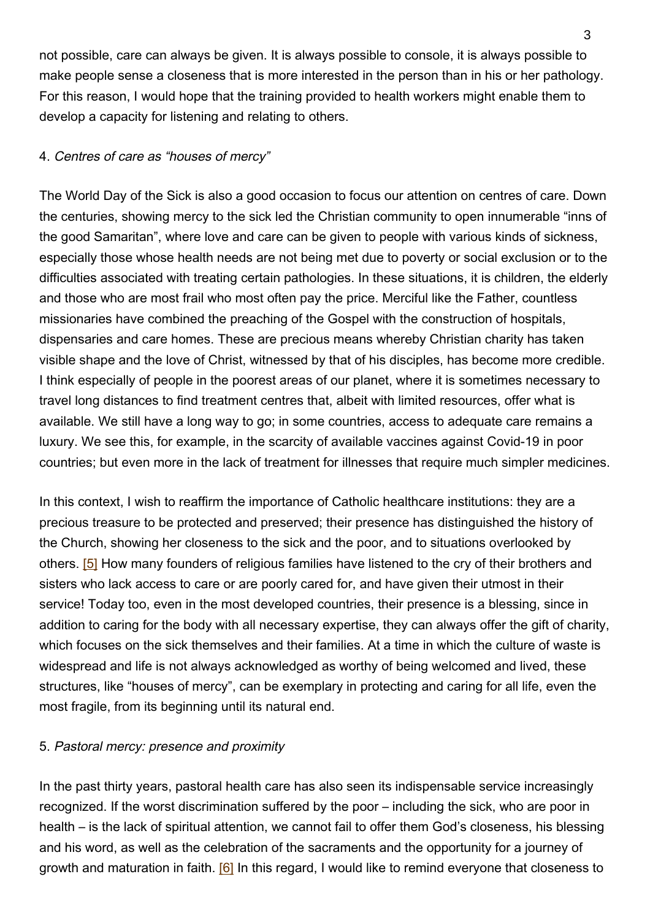not possible, care can always be given. It is always possible to console, it is always possible to make people sense a closeness that is more interested in the person than in his or her pathology. For this reason, I would hope that the training provided to health workers might enable them to develop a capacity for listening and relating to others.

4. *Centres of care as "houses of mercy"*

The World Day of the Sick is also a good occasion to focus our attention on centres of care. Down the centuries, showing mercy to the sick led the Christian community to open innumerable "inns of the good Samaritan", where love and care can be given to people with various kinds of sickness, especially those whose health needs are not being met due to poverty or social exclusion or to the difficulties associated with treating certain pathologies. In these situations, it is children, the elderly and those who are most frail who most often pay the price. Merciful like the Father, countless missionaries have combined the preaching of the Gospel with the construction of hospitals, dispensaries and care homes. These are precious means whereby Christian charity has taken visible shape and the love of Christ, witnessed by that of his disciples, has become more credible. I think especially of people in the poorest areas of our planet, where it is sometimes necessary to travel long distances to find treatment centres that, albeit with limited resources, offer what is available. We still have a long way to go; in some countries, access to adequate care remains a luxury. We see this, for example, in the scarcity of available vaccines against Covid-19 in poor countries; but even more in the lack of treatment for illnesses that require much simpler medicines.

In this context, I wish to reaffirm the importance of Catholic healthcare institutions: they are a precious treasure to be protected and preserved; their presence has distinguished the history of the Church, showing her closeness to the sick and the poor, and to situations overlooked by others. [5] How many founders of religious families have listened to the cry of their brothers and sisters who lack access to care or are poorly cared for, and have given their utmost in their service! Today too, even in the most developed countries, their presence is a blessing, since in addition to caring for the body with all necessary expertise, they can always offer the gift of charity, which focuses on the sick themselves and their families. At a time in which the culture of waste is widespread and life is not always acknowledged as worthy of being welcomed and lived, these structures, like "houses of mercy", can be exemplary in protecting and caring for all life, even the most fragile, from its beginning until its natural end.

5. *Pastoral mercy: presence and proximity*

In the past thirty years, pastoral health care has also seen its indispensable service increasingly recognized. If the worst discrimination suffered by the poor – including the sick, who are poor in health – is the lack of spiritual attention, we cannot fail to offer them God's closeness, his blessing and his word, as well as the celebration of the sacraments and the opportunity for a journey of growth and maturation in faith. [6] In this regard, I would like to remind everyone that closeness to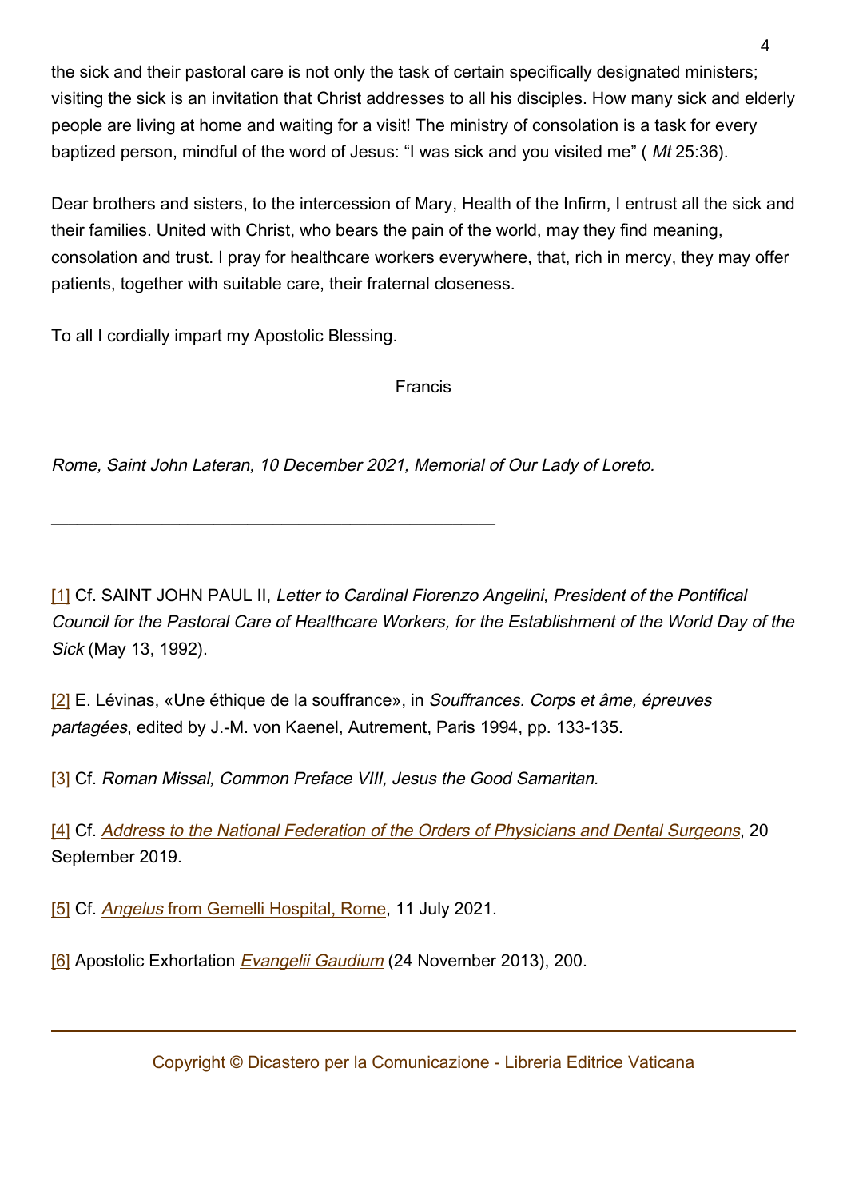the sick and their pastoral care is not only the task of certain specifically designated ministers; visiting the sick is an invitation that Christ addresses to all his disciples. How many sick and elderly people are living at home and waiting for a visit! The ministry of consolation is a task for every baptized person, mindful of the word of Jesus: "I was sick and you visited me" ( *Mt* 25:36).

Dear brothers and sisters, to the intercession of Mary, Health of the Infirm, I entrust all the sick and their families. United with Christ, who bears the pain of the world, may they find meaning, consolation and trust. I pray for healthcare workers everywhere, that, rich in mercy, they may offer patients, together with suitable care, their fraternal closeness.

To all I cordially impart my Apostolic Blessing.

Francis

*Rome, Saint John Lateran, 10 December 2021, Memorial of Our Lady of Loreto.*

---

[1] Cf. SAINT JOHN PAUL II, *Letter to Cardinal Fiorenzo Angelini, President of the Pontifical Council for the Pastoral Care of Healthcare Workers, for the Establishment of the World Day of the Sick* (May 13, 1992).

[2] E. Lévinas, «Une éthique de la souffrance», in *Souffrances. Corps et âme, épreuves partagées*, edited by J.-M. von Kaenel, Autrement, Paris 1994, pp. 133-135.

[3] Cf. *Roman Missal, Common Preface VIII, Jesus the Good Samaritan.*

[4] Cf. *Address to the National Federation of the Orders of Physicians and Dental Surgeons*, 20 September 2019.

[5] Cf. *Angelus* from Gemelli Hospital, Rome, 11 July 2021.

[6] Apostolic Exhortation *Evangelii Gaudium* (24 November 2013), 200.